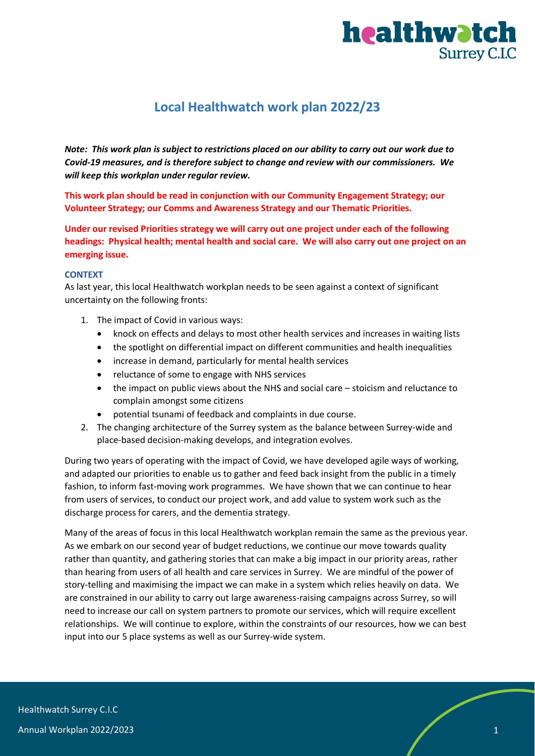# Local Healthwatch work plan 2022/23

***Note: This work plan is subject to restrictions placed on our ability to carry out our work due to Covid-19 measures, and is therefore subject to change and review with our commissioners. We will keep this workplan under regular review.***

**This work plan should be read in conjunction with our Community Engagement Strategy; our Volunteer Strategy; our Comms and Awareness Strategy and our Thematic Priorities.**

**Under our revised Priorities strategy we will carry out one project under each of the following headings: Physical health; mental health and social care. We will also carry out one project on an emerging issue.**

### CONTEXT

As last year, this local Healthwatch workplan needs to be seen against a context of significant uncertainty on the following fronts:

1. The impact of Covid in various ways:
   - knock on effects and delays to most other health services and increases in waiting lists
   - the spotlight on differential impact on different communities and health inequalities
   - increase in demand, particularly for mental health services
   - reluctance of some to engage with NHS services
   - the impact on public views about the NHS and social care – stoicism and reluctance to complain amongst some citizens
   - potential tsunami of feedback and complaints in due course.
2. The changing architecture of the Surrey system as the balance between Surrey-wide and place-based decision-making develops, and integration evolves.

During two years of operating with the impact of Covid, we have developed agile ways of working, and adapted our priorities to enable us to gather and feed back insight from the public in a timely fashion, to inform fast-moving work programmes. We have shown that we can continue to hear from users of services, to conduct our project work, and add value to system work such as the discharge process for carers, and the dementia strategy.

Many of the areas of focus in this local Healthwatch workplan remain the same as the previous year. As we embark on our second year of budget reductions, we continue our move towards quality rather than quantity, and gathering stories that can make a big impact in our priority areas, rather than hearing from users of all health and care services in Surrey. We are mindful of the power of story-telling and maximising the impact we can make in a system which relies heavily on data. We are constrained in our ability to carry out large awareness-raising campaigns across Surrey, so will need to increase our call on system partners to promote our services, which will require excellent relationships. We will continue to explore, within the constraints of our resources, how we can best input into our 5 place systems as well as our Surrey-wide system.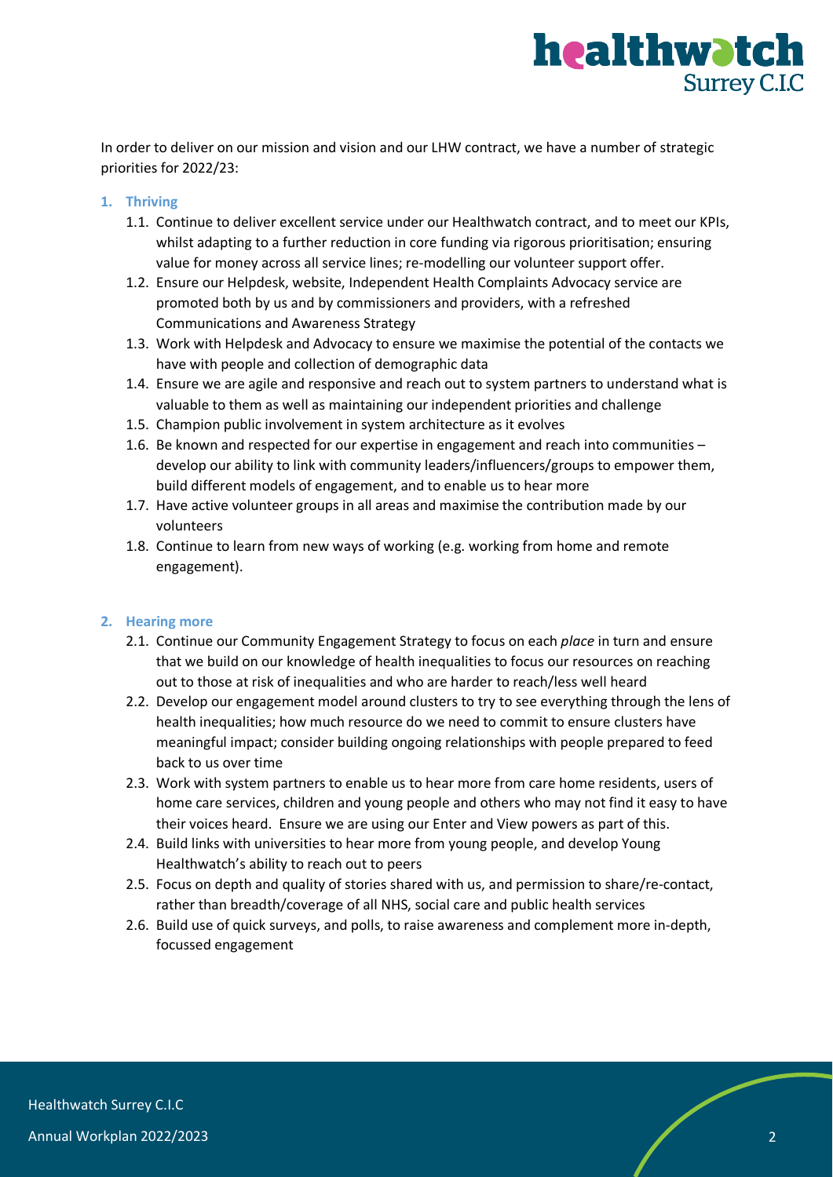In order to deliver on our mission and vision and our LHW contract, we have a number of strategic priorities for 2022/23:

1. **Thriving**
   1.1. Continue to deliver excellent service under our Healthwatch contract, and to meet our KPIs, whilst adapting to a further reduction in core funding via rigorous prioritisation; ensuring value for money across all service lines; re-modelling our volunteer support offer.
   1.2. Ensure our Helpdesk, website, Independent Health Complaints Advocacy service are promoted both by us and by commissioners and providers, with a refreshed Communications and Awareness Strategy
   1.3. Work with Helpdesk and Advocacy to ensure we maximise the potential of the contacts we have with people and collection of demographic data
   1.4. Ensure we are agile and responsive and reach out to system partners to understand what is valuable to them as well as maintaining our independent priorities and challenge
   1.5. Champion public involvement in system architecture as it evolves
   1.6. Be known and respected for our expertise in engagement and reach into communities – develop our ability to link with community leaders/influencers/groups to empower them, build different models of engagement, and to enable us to hear more
   1.7. Have active volunteer groups in all areas and maximise the contribution made by our volunteers
   1.8. Continue to learn from new ways of working (e.g. working from home and remote engagement).

2. **Hearing more**
   2.1. Continue our Community Engagement Strategy to focus on each *place* in turn and ensure that we build on our knowledge of health inequalities to focus our resources on reaching out to those at risk of inequalities and who are harder to reach/less well heard
   2.2. Develop our engagement model around clusters to try to see everything through the lens of health inequalities; how much resource do we need to commit to ensure clusters have meaningful impact; consider building ongoing relationships with people prepared to feed back to us over time
   2.3. Work with system partners to enable us to hear more from care home residents, users of home care services, children and young people and others who may not find it easy to have their voices heard. Ensure we are using our Enter and View powers as part of this.
   2.4. Build links with universities to hear more from young people, and develop Young Healthwatch's ability to reach out to peers
   2.5. Focus on depth and quality of stories shared with us, and permission to share/re-contact, rather than breadth/coverage of all NHS, social care and public health services
   2.6. Build use of quick surveys, and polls, to raise awareness and complement more in-depth, focussed engagement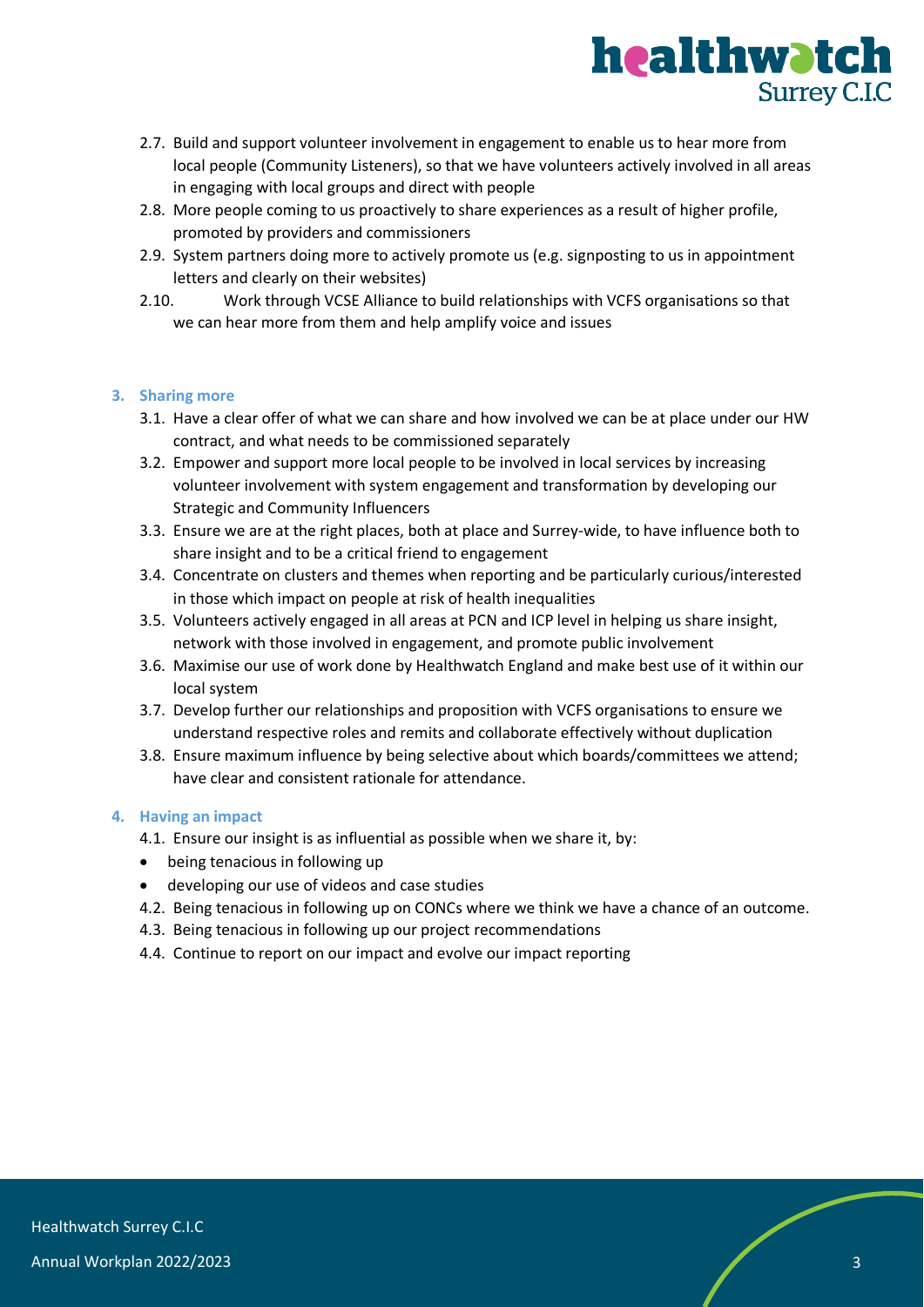2.7. Build and support volunteer involvement in engagement to enable us to hear more from local people (Community Listeners), so that we have volunteers actively involved in all areas in engaging with local groups and direct with people

2.8. More people coming to us proactively to share experiences as a result of higher profile, promoted by providers and commissioners

2.9. System partners doing more to actively promote us (e.g. signposting to us in appointment letters and clearly on their websites)

2.10. Work through VCSE Alliance to build relationships with VCFS organisations so that we can hear more from them and help amplify voice and issues

### 3. Sharing more

3.1. Have a clear offer of what we can share and how involved we can be at place under our HW contract, and what needs to be commissioned separately

3.2. Empower and support more local people to be involved in local services by increasing volunteer involvement with system engagement and transformation by developing our Strategic and Community Influencers

3.3. Ensure we are at the right places, both at place and Surrey-wide, to have influence both to share insight and to be a critical friend to engagement

3.4. Concentrate on clusters and themes when reporting and be particularly curious/interested in those which impact on people at risk of health inequalities

3.5. Volunteers actively engaged in all areas at PCN and ICP level in helping us share insight, network with those involved in engagement, and promote public involvement

3.6. Maximise our use of work done by Healthwatch England and make best use of it within our local system

3.7. Develop further our relationships and proposition with VCFS organisations to ensure we understand respective roles and remits and collaborate effectively without duplication

3.8. Ensure maximum influence by being selective about which boards/committees we attend; have clear and consistent rationale for attendance.

### 4. Having an impact

4.1. Ensure our insight is as influential as possible when we share it, by:

- being tenacious in following up
- developing our use of videos and case studies

4.2. Being tenacious in following up on CONCs where we think we have a chance of an outcome.

4.3. Being tenacious in following up our project recommendations

4.4. Continue to report on our impact and evolve our impact reporting